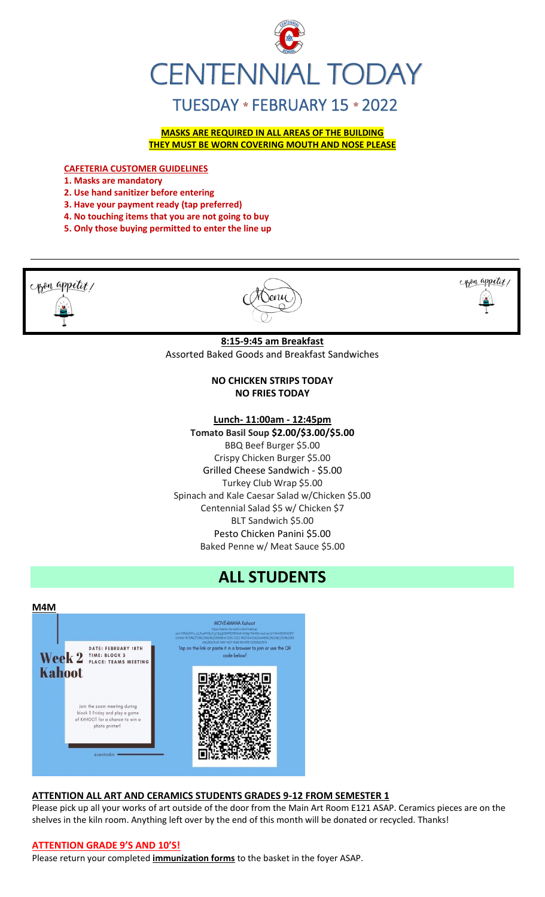# CENTENNIAL TODAY

## TUESDAY * FEBRUARY 15 * 2022

**MASKS ARE REQUIRED IN ALL AREAS OF THE BUILDING**
**THEY MUST BE WORN COVERING MOUTH AND NOSE PLEASE**

**CAFETERIA CUSTOMER GUIDELINES**

1. **Masks are mandatory**
2. **Use hand sanitizer before entering**
3. **Have your payment ready (tap preferred)**
4. **No touching items that you are not going to buy**
5. **Only those buying permitted to enter the line up**

Bon appetit! Menu Bon appetit!

**8:15-9:45 am Breakfast**
Assorted Baked Goods and Breakfast Sandwiches

**NO CHICKEN STRIPS TODAY**
**NO FRIES TODAY**

**Lunch- 11:00am - 12:45pm**
**Tomato Basil Soup $2.00/$3.00/$5.00**
BBQ Beef Burger $5.00
Crispy Chicken Burger $5.00
Grilled Cheese Sandwich - $5.00
Turkey Club Wrap $5.00
Spinach and Kale Caesar Salad w/Chicken $5.00
Centennial Salad $5 w/ Chicken $7
BLT Sandwich $5.00
Pesto Chicken Panini $5.00
Baked Penne w/ Meat Sauce $5.00

# ALL STUDENTS

**M4M**

**Week 2 Kahoot**

DATE: FEBRUARY 18TH
TIME: BLOCK 3
PLACE: TEAMS MEETING

Join the zoom meeting during block 3 Friday and play a game of KAHOOT for a chance to win a photo printer!

@centm4m

MOVE4MANA Kahoot

Tap on the link or paste it in a browser to join or use the QR code below!

**ATTENTION ALL ART AND CERAMICS STUDENTS GRADES 9-12 FROM SEMESTER 1**

Please pick up all your works of art outside of the door from the Main Art Room E121 ASAP. Ceramics pieces are on the shelves in the kiln room. Anything left over by the end of this month will be donated or recycled. Thanks!

**ATTENTION GRADE 9'S AND 10'S!**

Please return your completed **immunization forms** to the basket in the foyer ASAP.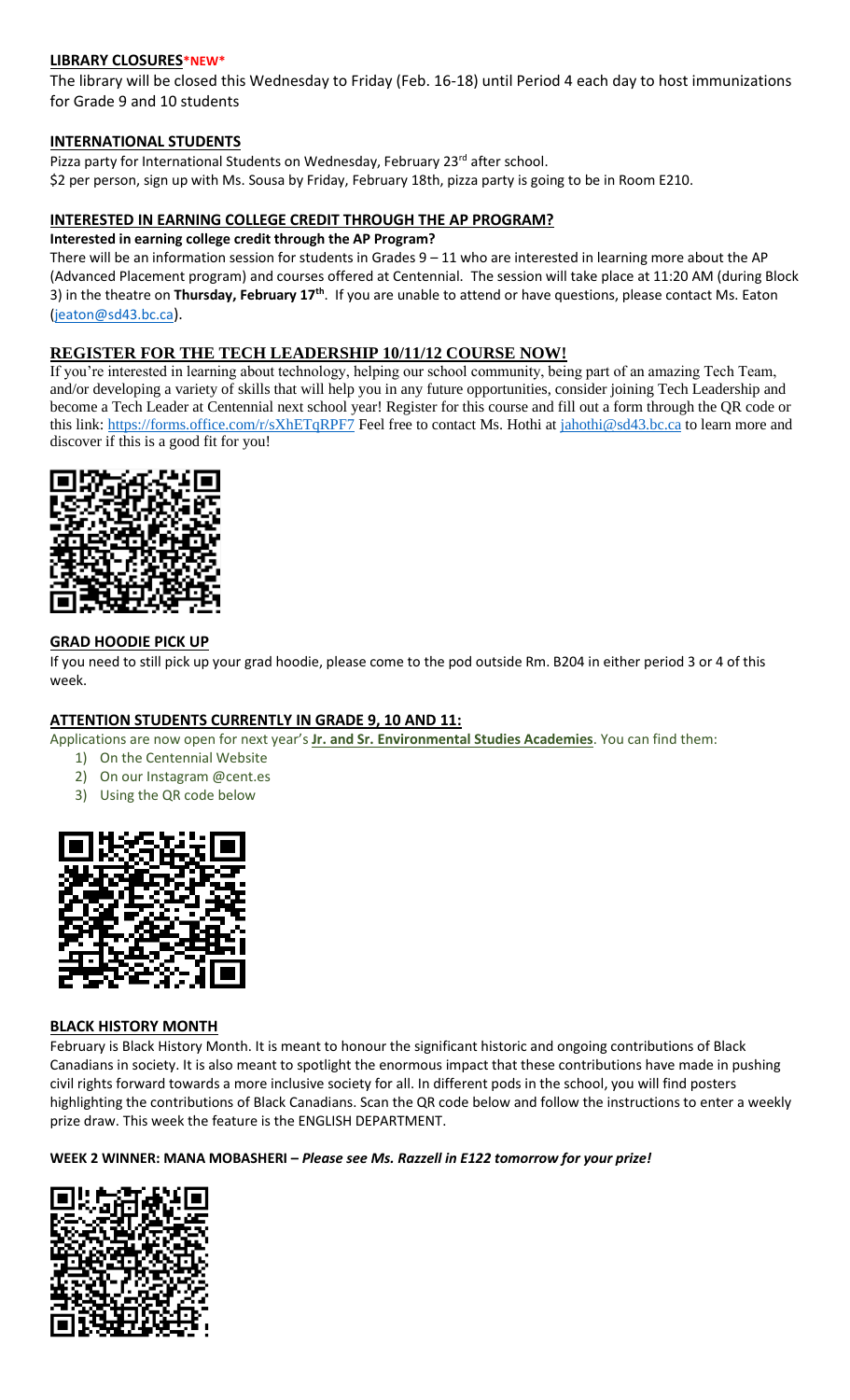## LIBRARY CLOSURES*NEW*

The library will be closed this Wednesday to Friday (Feb. 16-18) until Period 4 each day to host immunizations for Grade 9 and 10 students

## INTERNATIONAL STUDENTS

Pizza party for International Students on Wednesday, February 23rd after school.
$2 per person, sign up with Ms. Sousa by Friday, February 18th, pizza party is going to be in Room E210.

## INTERESTED IN EARNING COLLEGE CREDIT THROUGH THE AP PROGRAM?

**Interested in earning college credit through the AP Program?**

There will be an information session for students in Grades 9 – 11 who are interested in learning more about the AP (Advanced Placement program) and courses offered at Centennial. The session will take place at 11:20 AM (during Block 3) in the theatre on **Thursday, February 17th**. If you are unable to attend or have questions, please contact Ms. Eaton (jeaton@sd43.bc.ca).

## REGISTER FOR THE TECH LEADERSHIP 10/11/12 COURSE NOW!

If you're interested in learning about technology, helping our school community, being part of an amazing Tech Team, and/or developing a variety of skills that will help you in any future opportunities, consider joining Tech Leadership and become a Tech Leader at Centennial next school year! Register for this course and fill out a form through the QR code or this link: https://forms.office.com/r/sXhETqRPF7 Feel free to contact Ms. Hothi at jahothi@sd43.bc.ca to learn more and discover if this is a good fit for you!

## GRAD HOODIE PICK UP

If you need to still pick up your grad hoodie, please come to the pod outside Rm. B204 in either period 3 or 4 of this week.

## ATTENTION STUDENTS CURRENTLY IN GRADE 9, 10 AND 11:

Applications are now open for next year's **Jr. and Sr. Environmental Studies Academies**. You can find them:

1) On the Centennial Website
2) On our Instagram @cent.es
3) Using the QR code below

## BLACK HISTORY MONTH

February is Black History Month. It is meant to honour the significant historic and ongoing contributions of Black Canadians in society. It is also meant to spotlight the enormous impact that these contributions have made in pushing civil rights forward towards a more inclusive society for all. In different pods in the school, you will find posters highlighting the contributions of Black Canadians. Scan the QR code below and follow the instructions to enter a weekly prize draw. This week the feature is the ENGLISH DEPARTMENT.

**WEEK 2 WINNER: MANA MOBASHERI –** ***Please see Ms. Razzell in E122 tomorrow for your prize!***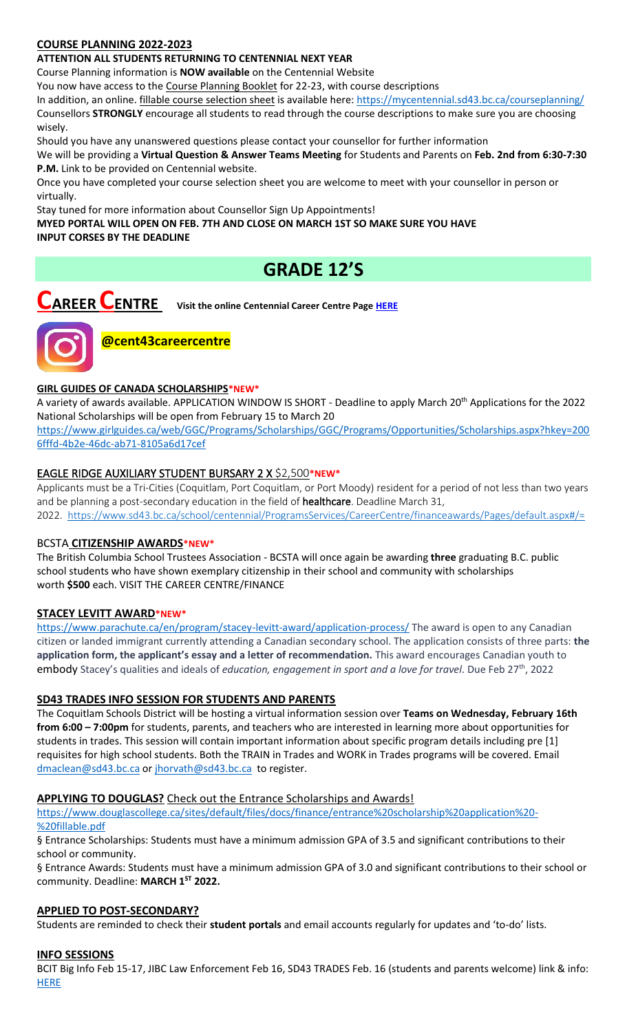**COURSE PLANNING 2022-2023**

**ATTENTION ALL STUDENTS RETURNING TO CENTENNIAL NEXT YEAR**

Course Planning information is **NOW available** on the Centennial Website

You now have access to the Course Planning Booklet for 22-23, with course descriptions

In addition, an online. fillable course selection sheet is available here: https://mycentennial.sd43.bc.ca/courseplanning/

Counsellors **STRONGLY** encourage all students to read through the course descriptions to make sure you are choosing wisely.

Should you have any unanswered questions please contact your counsellor for further information

We will be providing a **Virtual Question & Answer Teams Meeting** for Students and Parents on **Feb. 2nd from 6:30-7:30 P.M.** Link to be provided on Centennial website.

Once you have completed your course selection sheet you are welcome to meet with your counsellor in person or virtually.

Stay tuned for more information about Counsellor Sign Up Appointments!

**MYED PORTAL WILL OPEN ON FEB. 7TH AND CLOSE ON MARCH 1ST SO MAKE SURE YOU HAVE INPUT CORSES BY THE DEADLINE**

# GRADE 12'S

## CAREER CENTRE

**Visit the online Centennial Career Centre Page HERE**

**@cent43careercentre**

### GIRL GUIDES OF CANADA SCHOLARSHIPS*NEW*

A variety of awards available. APPLICATION WINDOW IS SHORT - Deadline to apply March 20th Applications for the 2022 National Scholarships will be open from February 15 to March 20

https://www.girlguides.ca/web/GGC/Programs/Scholarships/GGC/Programs/Opportunities/Scholarships.aspx?hkey=2006fffd-4b2e-46dc-ab71-8105a6d17cef

### EAGLE RIDGE AUXILIARY STUDENT BURSARY 2 X $2,500*NEW*

Applicants must be a Tri-Cities (Coquitlam, Port Coquitlam, or Port Moody) resident for a period of not less than two years and be planning a post-secondary education in the field of **healthcare**. Deadline March 31, 2022. https://www.sd43.bc.ca/school/centennial/ProgramsServices/CareerCentre/financeawards/Pages/default.aspx#/=

### BCSTA CITIZENSHIP AWARDS*NEW*

The British Columbia School Trustees Association - BCSTA will once again be awarding **three** graduating B.C. public school students who have shown exemplary citizenship in their school and community with scholarships worth **$500** each. VISIT THE CAREER CENTRE/FINANCE

### STACEY LEVITT AWARD*NEW*

https://www.parachute.ca/en/program/stacey-levitt-award/application-process/ The award is open to any Canadian citizen or landed immigrant currently attending a Canadian secondary school. The application consists of three parts: **the application form, the applicant's essay and a letter of recommendation.** This award encourages Canadian youth to embody Stacey's qualities and ideals of *education, engagement in sport and a love for travel*. Due Feb 27th, 2022

### SD43 TRADES INFO SESSION FOR STUDENTS AND PARENTS

The Coquitlam Schools District will be hosting a virtual information session over **Teams on Wednesday, February 16th from 6:00 – 7:00pm** for students, parents, and teachers who are interested in learning more about opportunities for students in trades. This session will contain important information about specific program details including pre [1] requisites for high school students. Both the TRAIN in Trades and WORK in Trades programs will be covered. Email dmaclean@sd43.bc.ca or jhorvath@sd43.bc.ca to register.

### APPLYING TO DOUGLAS? Check out the Entrance Scholarships and Awards!

https://www.douglascollege.ca/sites/default/files/docs/finance/entrance%20scholarship%20application%20-%20fillable.pdf

§ Entrance Scholarships: Students must have a minimum admission GPA of 3.5 and significant contributions to their school or community.

§ Entrance Awards: Students must have a minimum admission GPA of 3.0 and significant contributions to their school or community. Deadline: **MARCH 1ST 2022.**

### APPLIED TO POST-SECONDARY?

Students are reminded to check their **student portals** and email accounts regularly for updates and 'to-do' lists.

### INFO SESSIONS

BCIT Big Info Feb 15-17, JIBC Law Enforcement Feb 16, SD43 TRADES Feb. 16 (students and parents welcome) link & info: HERE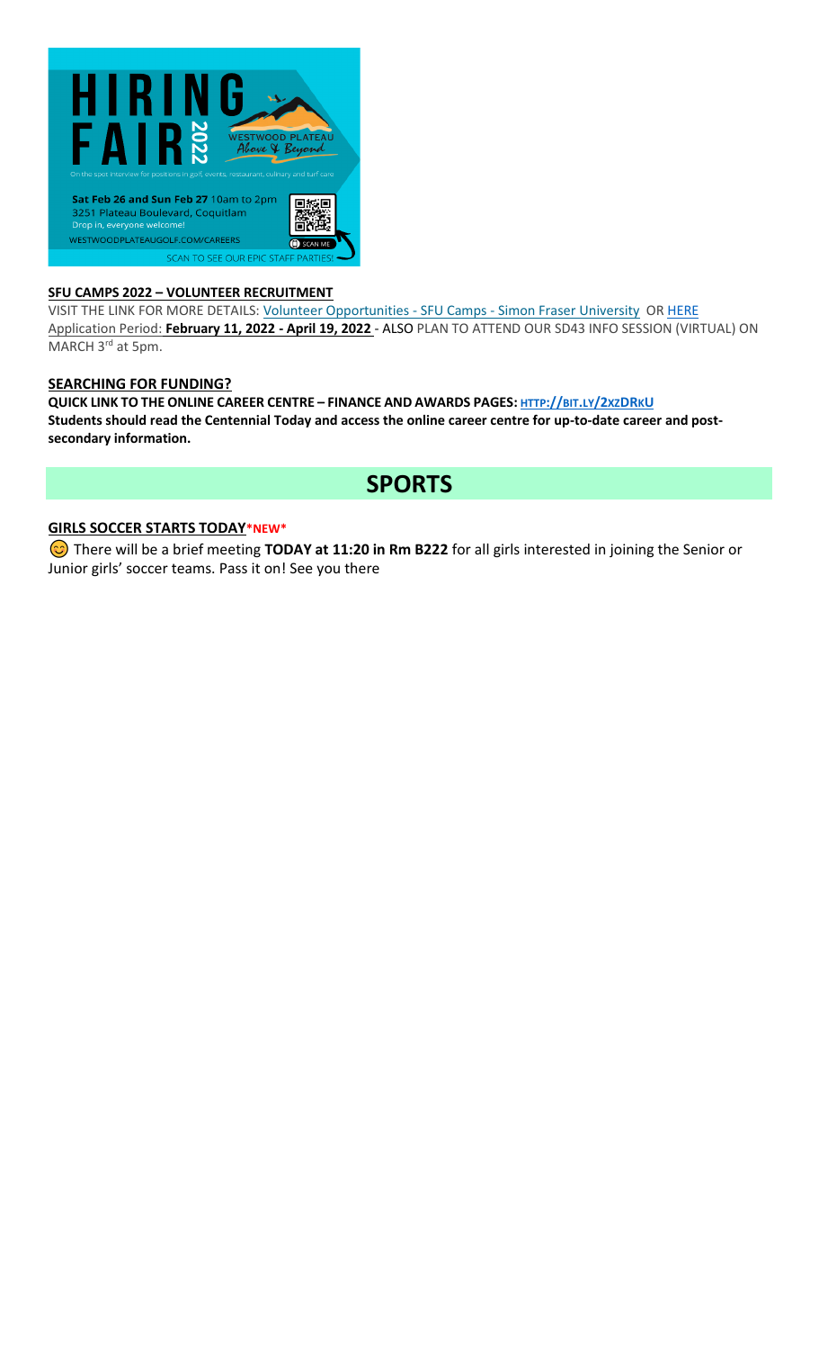HIRING FAIR 2022

WESTWOOD PLATEAU Above & Beyond

On the spot interview for positions in golf, events, restaurant, culinary and turf care

Sat Feb 26 and Sun Feb 27 10am to 2pm
3251 Plateau Boulevard, Coquitlam
Drop in, everyone welcome!

WESTWOODPLATEAUGOLF.COM/CAREERS

SCAN ME

SCAN TO SEE OUR EPIC STAFF PARTIES!

**SFU CAMPS 2022 – VOLUNTEER RECRUITMENT**

VISIT THE LINK FOR MORE DETAILS: Volunteer Opportunities - SFU Camps - Simon Fraser University OR HERE
Application Period: **February 11, 2022 - April 19, 2022** - ALSO PLAN TO ATTEND OUR SD43 INFO SESSION (VIRTUAL) ON MARCH 3rd at 5pm.

**SEARCHING FOR FUNDING?**

**QUICK LINK TO THE ONLINE CAREER CENTRE – FINANCE AND AWARDS PAGES: HTTP://BIT.LY/2XZDRKU**
**Students should read the Centennial Today and access the online career centre for up-to-date career and post-secondary information.**

# SPORTS

**GIRLS SOCCER STARTS TODAY\*NEW\***

😊 There will be a brief meeting **TODAY at 11:20 in Rm B222** for all girls interested in joining the Senior or Junior girls' soccer teams. Pass it on! See you there